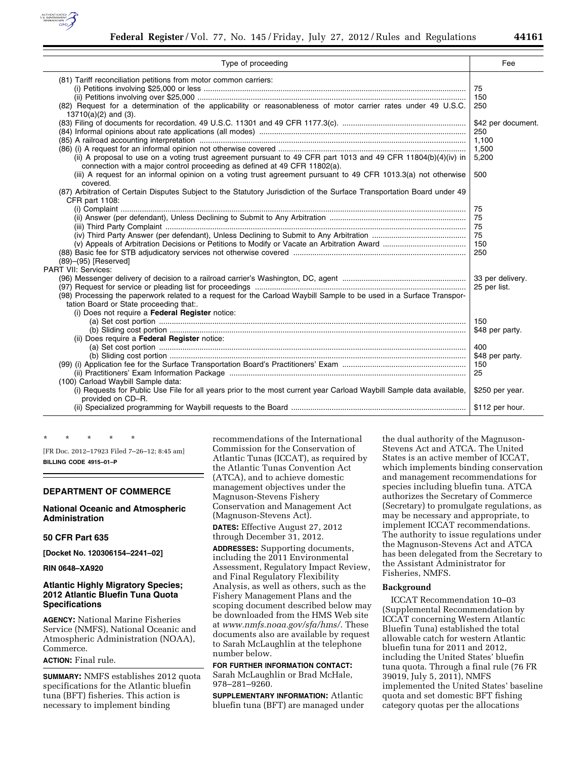| Type of proceeding | Fee |
| --- | --- |
| (81) Tariff reconciliation petitions from motor common carriers: | |
| (i) Petitions involving $25,000 or less | 75 |
| (ii) Petitions involving over $25,000 | 150 |
| (82) Request for a determination of the applicability or reasonableness of motor carrier rates under 49 U.S.C. 13710(a)(2) and (3). | 250 |
| (83) Filing of documents for recordation. 49 U.S.C. 11301 and 49 CFR 1177.3(c). | $42 per document. |
| (84) Informal opinions about rate applications (all modes) | 250 |
| (85) A railroad accounting interpretation | 1,100 |
| (86) (i) A request for an informal opinion not otherwise covered | 1,500 |
| (ii) A proposal to use on a voting trust agreement pursuant to 49 CFR part 1013 and 49 CFR 11804(b)(4)(iv) in connection with a major control proceeding as defined at 49 CFR 11802(a). | 5,200 |
| (iii) A request for an informal opinion on a voting trust agreement pursuant to 49 CFR 1013.3(a) not otherwise covered. | 500 |
| (87) Arbitration of Certain Disputes Subject to the Statutory Jurisdiction of the Surface Transportation Board under 49 CFR part 1108: | |
| (i) Complaint | 75 |
| (ii) Answer (per defendant), Unless Declining to Submit to Any Arbitration | 75 |
| (iii) Third Party Complaint | 75 |
| (iv) Third Party Answer (per defendant), Unless Declining to Submit to Any Arbitration | 75 |
| (v) Appeals of Arbitration Decisions or Petitions to Modify or Vacate an Arbitration Award | 150 |
| (88) Basic fee for STB adjudicatory services not otherwise covered | 250 |
| (89)–(95) [Reserved] | |
| PART VII: Services: | |
| (96) Messenger delivery of decision to a railroad carrier's Washington, DC, agent | 33 per delivery. |
| (97) Request for service or pleading list for proceedings | 25 per list. |
| (98) Processing the paperwork related to a request for the Carload Waybill Sample to be used in a Surface Transportation Board or State proceeding that:. | |
| (i) Does not require a **Federal Register** notice: | |
| (a) Set cost portion | 150 |
| (b) Sliding cost portion | $48 per party. |
| (ii) Does require a **Federal Register** notice: | |
| (a) Set cost portion | 400 |
| (b) Sliding cost portion | $48 per party. |
| (99) (i) Application fee for the Surface Transportation Board's Practitioners' Exam | 150 |
| (ii) Practitioners' Exam Information Package | 25 |
| (100) Carload Waybill Sample data: | |
| (i) Requests for Public Use File for all years prior to the most current year Carload Waybill Sample data available, provided on CD–R. | $250 per year. |
| (ii) Specialized programming for Waybill requests to the Board | $112 per hour. |

\* \* \* \* \*

[FR Doc. 2012–17923 Filed 7–26–12; 8:45 am]

**BILLING CODE 4915–01–P**

## DEPARTMENT OF COMMERCE

### National Oceanic and Atmospheric Administration

### 50 CFR Part 635

**[Docket No. 120306154–2241–02]**

**RIN 0648–XA920**

### Atlantic Highly Migratory Species; 2012 Atlantic Bluefin Tuna Quota Specifications

**AGENCY:** National Marine Fisheries Service (NMFS), National Oceanic and Atmospheric Administration (NOAA), Commerce.

**ACTION:** Final rule.

**SUMMARY:** NMFS establishes 2012 quota specifications for the Atlantic bluefin tuna (BFT) fisheries. This action is necessary to implement binding recommendations of the International Commission for the Conservation of Atlantic Tunas (ICCAT), as required by the Atlantic Tunas Convention Act (ATCA), and to achieve domestic management objectives under the Magnuson-Stevens Fishery Conservation and Management Act (Magnuson-Stevens Act).

**DATES:** Effective August 27, 2012 through December 31, 2012.

**ADDRESSES:** Supporting documents, including the 2011 Environmental Assessment, Regulatory Impact Review, and Final Regulatory Flexibility Analysis, as well as others, such as the Fishery Management Plans and the scoping document described below may be downloaded from the HMS Web site at *www.nmfs.noaa.gov/sfa/hms/*. These documents also are available by request to Sarah McLaughlin at the telephone number below.

**FOR FURTHER INFORMATION CONTACT:** Sarah McLaughlin or Brad McHale, 978–281–9260.

**SUPPLEMENTARY INFORMATION:** Atlantic bluefin tuna (BFT) are managed under the dual authority of the Magnuson-Stevens Act and ATCA. The United States is an active member of ICCAT, which implements binding conservation and management recommendations for species including bluefin tuna. ATCA authorizes the Secretary of Commerce (Secretary) to promulgate regulations, as may be necessary and appropriate, to implement ICCAT recommendations. The authority to issue regulations under the Magnuson-Stevens Act and ATCA has been delegated from the Secretary to the Assistant Administrator for Fisheries, NMFS.

**Background**

ICCAT Recommendation 10–03 (Supplemental Recommendation by ICCAT concerning Western Atlantic Bluefin Tuna) established the total allowable catch for western Atlantic bluefin tuna for 2011 and 2012, including the United States' bluefin tuna quota. Through a final rule (76 FR 39019, July 5, 2011), NMFS implemented the United States' baseline quota and set domestic BFT fishing category quotas per the allocations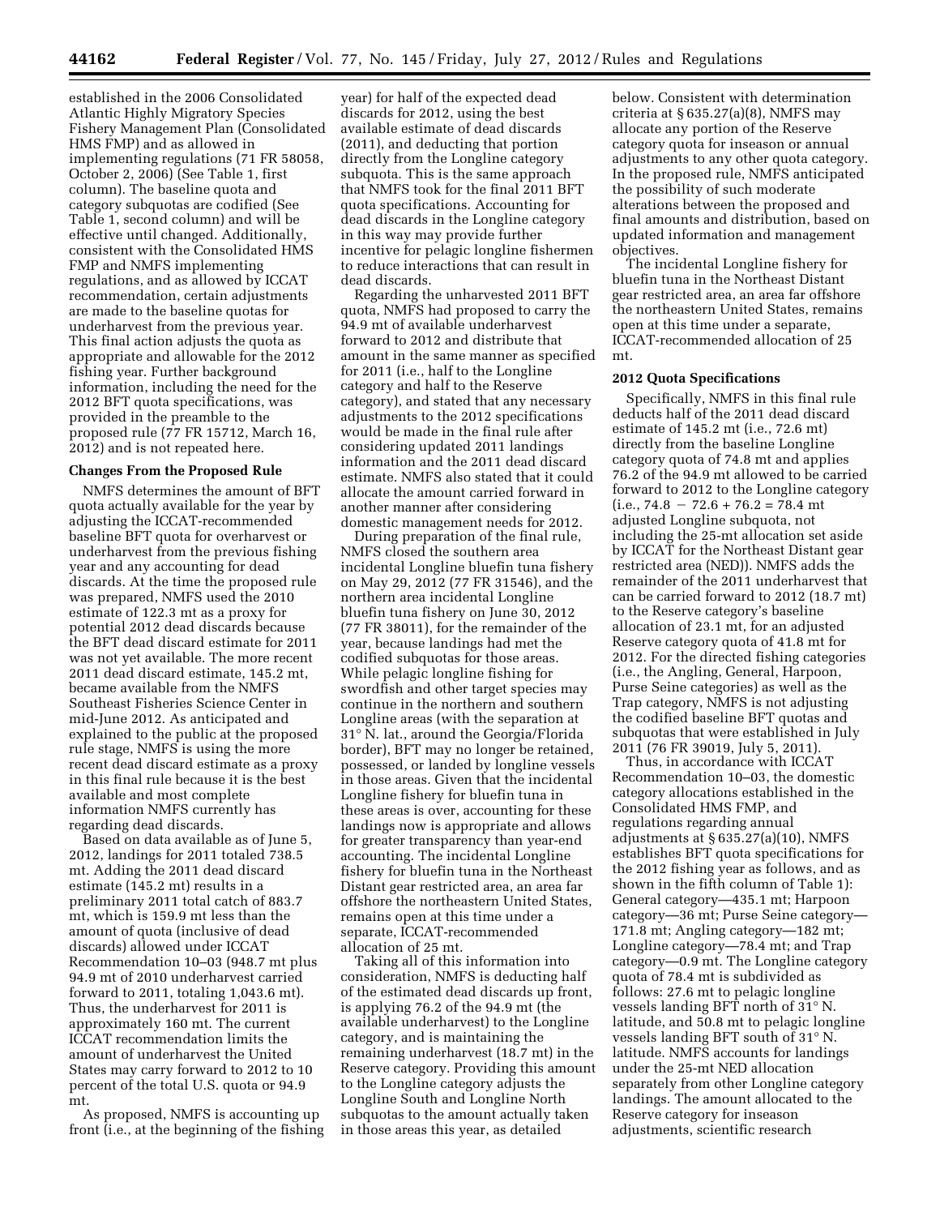established in the 2006 Consolidated Atlantic Highly Migratory Species Fishery Management Plan (Consolidated HMS FMP) and as allowed in implementing regulations (71 FR 58058, October 2, 2006) (See Table 1, first column). The baseline quota and category subquotas are codified (See Table 1, second column) and will be effective until changed. Additionally, consistent with the Consolidated HMS FMP and NMFS implementing regulations, and as allowed by ICCAT recommendation, certain adjustments are made to the baseline quotas for underharvest from the previous year. This final action adjusts the quota as appropriate and allowable for the 2012 fishing year. Further background information, including the need for the 2012 BFT quota specifications, was provided in the preamble to the proposed rule (77 FR 15712, March 16, 2012) and is not repeated here.

**Changes From the Proposed Rule**

NMFS determines the amount of BFT quota actually available for the year by adjusting the ICCAT-recommended baseline BFT quota for overharvest or underharvest from the previous fishing year and any accounting for dead discards. At the time the proposed rule was prepared, NMFS used the 2010 estimate of 122.3 mt as a proxy for potential 2012 dead discards because the BFT dead discard estimate for 2011 was not yet available. The more recent 2011 dead discard estimate, 145.2 mt, became available from the NMFS Southeast Fisheries Science Center in mid-June 2012. As anticipated and explained to the public at the proposed rule stage, NMFS is using the more recent dead discard estimate as a proxy in this final rule because it is the best available and most complete information NMFS currently has regarding dead discards.

Based on data available as of June 5, 2012, landings for 2011 totaled 738.5 mt. Adding the 2011 dead discard estimate (145.2 mt) results in a preliminary 2011 total catch of 883.7 mt, which is 159.9 mt less than the amount of quota (inclusive of dead discards) allowed under ICCAT Recommendation 10–03 (948.7 mt plus 94.9 mt of 2010 underharvest carried forward to 2011, totaling 1,043.6 mt). Thus, the underharvest for 2011 is approximately 160 mt. The current ICCAT recommendation limits the amount of underharvest the United States may carry forward to 2012 to 10 percent of the total U.S. quota or 94.9 mt.

As proposed, NMFS is accounting up front (i.e., at the beginning of the fishing year) for half of the expected dead discards for 2012, using the best available estimate of dead discards (2011), and deducting that portion directly from the Longline category subquota. This is the same approach that NMFS took for the final 2011 BFT quota specifications. Accounting for dead discards in the Longline category in this way may provide further incentive for pelagic longline fishermen to reduce interactions that can result in dead discards.

Regarding the unharvested 2011 BFT quota, NMFS had proposed to carry the 94.9 mt of available underharvest forward to 2012 and distribute that amount in the same manner as specified for 2011 (i.e., half to the Longline category and half to the Reserve category), and stated that any necessary adjustments to the 2012 specifications would be made in the final rule after considering updated 2011 landings information and the 2011 dead discard estimate. NMFS also stated that it could allocate the amount carried forward in another manner after considering domestic management needs for 2012.

During preparation of the final rule, NMFS closed the southern area incidental Longline bluefin tuna fishery on May 29, 2012 (77 FR 31546), and the northern area incidental Longline bluefin tuna fishery on June 30, 2012 (77 FR 38011), for the remainder of the year, because landings had met the codified subquotas for those areas. While pelagic longline fishing for swordfish and other target species may continue in the northern and southern Longline areas (with the separation at 31° N. lat., around the Georgia/Florida border), BFT may no longer be retained, possessed, or landed by longline vessels in those areas. Given that the incidental Longline fishery for bluefin tuna in these areas is over, accounting for these landings now is appropriate and allows for greater transparency than year-end accounting. The incidental Longline fishery for bluefin tuna in the Northeast Distant gear restricted area, an area far offshore the northeastern United States, remains open at this time under a separate, ICCAT-recommended allocation of 25 mt.

Taking all of this information into consideration, NMFS is deducting half of the estimated dead discards up front, is applying 76.2 of the 94.9 mt (the available underharvest) to the Longline category, and is maintaining the remaining underharvest (18.7 mt) in the Reserve category. Providing this amount to the Longline category adjusts the Longline South and Longline North subquotas to the amount actually taken in those areas this year, as detailed below. Consistent with determination criteria at § 635.27(a)(8), NMFS may allocate any portion of the Reserve category quota for inseason or annual adjustments to any other quota category. In the proposed rule, NMFS anticipated the possibility of such moderate alterations between the proposed and final amounts and distribution, based on updated information and management objectives.

The incidental Longline fishery for bluefin tuna in the Northeast Distant gear restricted area, an area far offshore the northeastern United States, remains open at this time under a separate, ICCAT-recommended allocation of 25 mt.

**2012 Quota Specifications**

Specifically, NMFS in this final rule deducts half of the 2011 dead discard estimate of 145.2 mt (i.e., 72.6 mt) directly from the baseline Longline category quota of 74.8 mt and applies 76.2 of the 94.9 mt allowed to be carried forward to 2012 to the Longline category (i.e., $74.8 - 72.6 + 76.2 = 78.4$ mt adjusted Longline subquota, not including the 25-mt allocation set aside by ICCAT for the Northeast Distant gear restricted area (NED)). NMFS adds the remainder of the 2011 underharvest that can be carried forward to 2012 (18.7 mt) to the Reserve category's baseline allocation of 23.1 mt, for an adjusted Reserve category quota of 41.8 mt for 2012. For the directed fishing categories (i.e., the Angling, General, Harpoon, Purse Seine categories) as well as the Trap category, NMFS is not adjusting the codified baseline BFT quotas and subquotas that were established in July 2011 (76 FR 39019, July 5, 2011).

Thus, in accordance with ICCAT Recommendation 10–03, the domestic category allocations established in the Consolidated HMS FMP, and regulations regarding annual adjustments at § 635.27(a)(10), NMFS establishes BFT quota specifications for the 2012 fishing year as follows, and as shown in the fifth column of Table 1): General category—435.1 mt; Harpoon category—36 mt; Purse Seine category—171.8 mt; Angling category—182 mt; Longline category—78.4 mt; and Trap category—0.9 mt. The Longline category quota of 78.4 mt is subdivided as follows: 27.6 mt to pelagic longline vessels landing BFT north of 31° N. latitude, and 50.8 mt to pelagic longline vessels landing BFT south of 31° N. latitude. NMFS accounts for landings under the 25-mt NED allocation separately from other Longline category landings. The amount allocated to the Reserve category for inseason adjustments, scientific research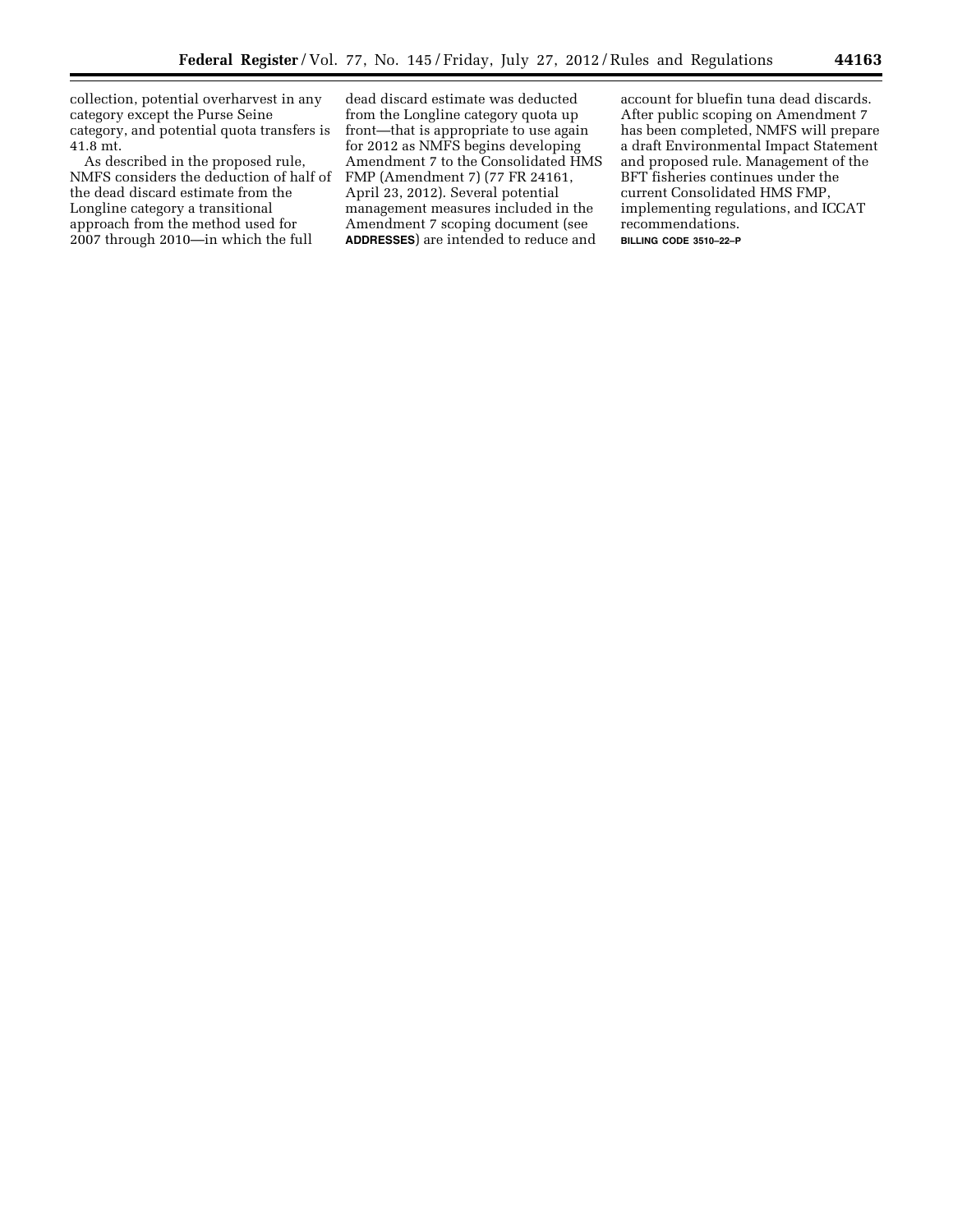collection, potential overharvest in any category except the Purse Seine category, and potential quota transfers is 41.8 mt.

As described in the proposed rule, NMFS considers the deduction of half of the dead discard estimate from the Longline category a transitional approach from the method used for 2007 through 2010—in which the full dead discard estimate was deducted from the Longline category quota up front—that is appropriate to use again for 2012 as NMFS begins developing Amendment 7 to the Consolidated HMS FMP (Amendment 7) (77 FR 24161, April 23, 2012). Several potential management measures included in the Amendment 7 scoping document (see **ADDRESSES**) are intended to reduce and account for bluefin tuna dead discards. After public scoping on Amendment 7 has been completed, NMFS will prepare a draft Environmental Impact Statement and proposed rule. Management of the BFT fisheries continues under the current Consolidated HMS FMP, implementing regulations, and ICCAT recommendations.

BILLING CODE 3510–22–P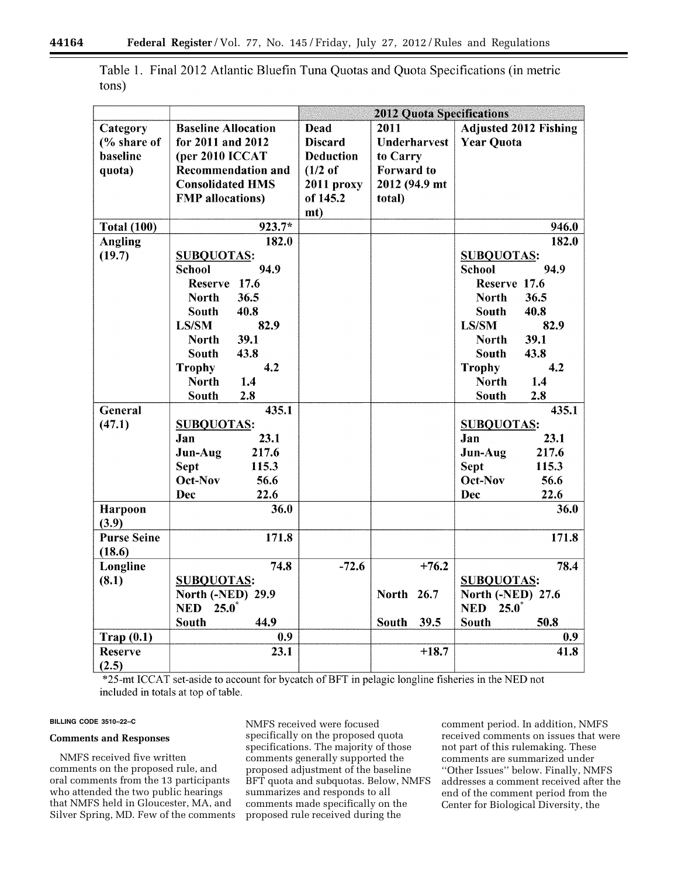Table 1. Final 2012 Atlantic Bluefin Tuna Quotas and Quota Specifications (in metric tons)

| | | 2012 Quota Specifications | | |
|---|---|---|---|---|
| **Category (% share of baseline quota)** | **Baseline Allocation for 2011 and 2012 (per 2010 ICCAT Recommendation and Consolidated HMS FMP allocations)** | **Dead Discard Deduction (1/2 of 2011 proxy of 145.2 mt)** | **2011 Underharvest to Carry Forward to 2012 (94.9 mt total)** | **Adjusted 2012 Fishing Year Quota** |
| **Total (100)** | **923.7*** | | | **946.0** |
| **Angling (19.7)** | **182.0**<br>**SUBQUOTAS:**<br>**School 94.9**<br>**Reserve 17.6**<br>**North 36.5**<br>**South 40.8**<br>**LS/SM 82.9**<br>**North 39.1**<br>**South 43.8**<br>**Trophy 4.2**<br>**North 1.4**<br>**South 2.8** | | | **182.0**<br>**SUBQUOTAS:**<br>**School 94.9**<br>**Reserve 17.6**<br>**North 36.5**<br>**South 40.8**<br>**LS/SM 82.9**<br>**North 39.1**<br>**South 43.8**<br>**Trophy 4.2**<br>**North 1.4**<br>**South 2.8** |
| **General (47.1)** | **435.1**<br>**SUBQUOTAS:**<br>**Jan 23.1**<br>**Jun-Aug 217.6**<br>**Sept 115.3**<br>**Oct-Nov 56.6**<br>**Dec 22.6** | | | **435.1**<br>**SUBQUOTAS:**<br>**Jan 23.1**<br>**Jun-Aug 217.6**<br>**Sept 115.3**<br>**Oct-Nov 56.6**<br>**Dec 22.6** |
| **Harpoon (3.9)** | **36.0** | | | **36.0** |
| **Purse Seine (18.6)** | **171.8** | | | **171.8** |
| **Longline (8.1)** | **74.8**<br>**SUBQUOTAS:**<br>**North (-NED) 29.9**<br>**NED 25.0***<br>**South 44.9** | **-72.6** | **+76.2**<br><br>**North 26.7**<br><br>**South 39.5** | **78.4**<br>**SUBQUOTAS:**<br>**North (-NED) 27.6**<br>**NED 25.0***<br>**South 50.8** |
| **Trap (0.1)** | **0.9** | | | **0.9** |
| **Reserve (2.5)** | **23.1** | | **+18.7** | **41.8** |

*25-mt ICCAT set-aside to account for bycatch of BFT in pelagic longline fisheries in the NED not included in totals at top of table.

BILLING CODE 3510–22–C

## Comments and Responses

NMFS received five written comments on the proposed rule, and oral comments from the 13 participants who attended the two public hearings that NMFS held in Gloucester, MA, and Silver Spring, MD. Few of the comments NMFS received were focused specifically on the proposed quota specifications. The majority of those comments generally supported the proposed adjustment of the baseline BFT quota and subquotas. Below, NMFS summarizes and responds to all comments made specifically on the proposed rule received during the comment period. In addition, NMFS received comments on issues that were not part of this rulemaking. These comments are summarized under "Other Issues" below. Finally, NMFS addresses a comment received after the end of the comment period from the Center for Biological Diversity, the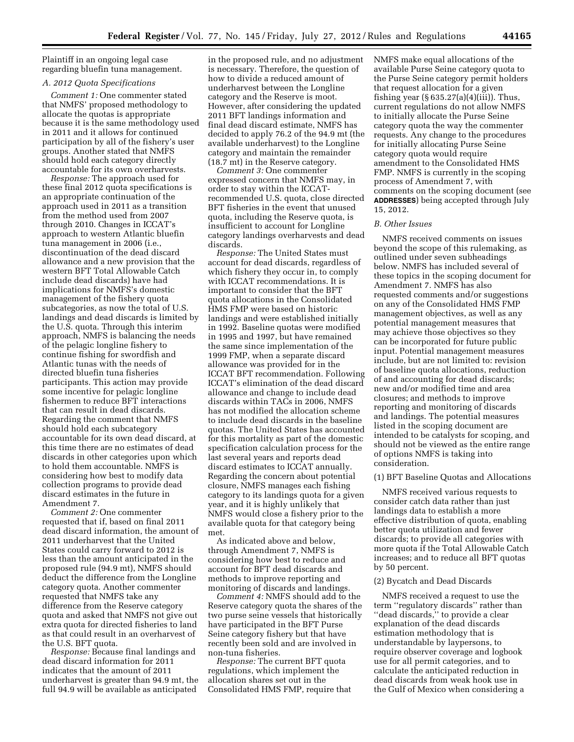Plaintiff in an ongoing legal case regarding bluefin tuna management.

*A. 2012 Quota Specifications*

*Comment 1:* One commenter stated that NMFS' proposed methodology to allocate the quotas is appropriate because it is the same methodology used in 2011 and it allows for continued participation by all of the fishery's user groups. Another stated that NMFS should hold each category directly accountable for its own overharvests.

*Response:* The approach used for these final 2012 quota specifications is an appropriate continuation of the approach used in 2011 as a transition from the method used from 2007 through 2010. Changes in ICCAT's approach to western Atlantic bluefin tuna management in 2006 (i.e., discontinuation of the dead discard allowance and a new provision that the western BFT Total Allowable Catch include dead discards) have had implications for NMFS's domestic management of the fishery quota subcategories, as now the total of U.S. landings and dead discards is limited by the U.S. quota. Through this interim approach, NMFS is balancing the needs of the pelagic longline fishery to continue fishing for swordfish and Atlantic tunas with the needs of directed bluefin tuna fisheries participants. This action may provide some incentive for pelagic longline fishermen to reduce BFT interactions that can result in dead discards. Regarding the comment that NMFS should hold each subcategory accountable for its own dead discard, at this time there are no estimates of dead discards in other categories upon which to hold them accountable. NMFS is considering how best to modify data collection programs to provide dead discard estimates in the future in Amendment 7.

*Comment 2:* One commenter requested that if, based on final 2011 dead discard information, the amount of 2011 underharvest that the United States could carry forward to 2012 is less than the amount anticipated in the proposed rule (94.9 mt), NMFS should deduct the difference from the Longline category quota. Another commenter requested that NMFS take any difference from the Reserve category quota and asked that NMFS not give out extra quota for directed fisheries to land as that could result in an overharvest of the U.S. BFT quota.

*Response:* Because final landings and dead discard information for 2011 indicates that the amount of 2011 underharvest is greater than 94.9 mt, the full 94.9 will be available as anticipated in the proposed rule, and no adjustment is necessary. Therefore, the question of how to divide a reduced amount of underharvest between the Longline category and the Reserve is moot. However, after considering the updated 2011 BFT landings information and final dead discard estimate, NMFS has decided to apply 76.2 of the 94.9 mt (the available underharvest) to the Longline category and maintain the remainder (18.7 mt) in the Reserve category.

*Comment 3:* One commenter expressed concern that NMFS may, in order to stay within the ICCAT-recommended U.S. quota, close directed BFT fisheries in the event that unused quota, including the Reserve quota, is insufficient to account for Longline category landings overharvests and dead discards.

*Response:* The United States must account for dead discards, regardless of which fishery they occur in, to comply with ICCAT recommendations. It is important to consider that the BFT quota allocations in the Consolidated HMS FMP were based on historic landings and were established initially in 1992. Baseline quotas were modified in 1995 and 1997, but have remained the same since implementation of the 1999 FMP, when a separate discard allowance was provided for in the ICCAT BFT recommendation. Following ICCAT's elimination of the dead discard allowance and change to include dead discards within TACs in 2006, NMFS has not modified the allocation scheme to include dead discards in the baseline quotas. The United States has accounted for this mortality as part of the domestic specification calculation process for the last several years and reports dead discard estimates to ICCAT annually. Regarding the concern about potential closure, NMFS manages each fishing category to its landings quota for a given year, and it is highly unlikely that NMFS would close a fishery prior to the available quota for that category being met.

As indicated above and below, through Amendment 7, NMFS is considering how best to reduce and account for BFT dead discards and methods to improve reporting and monitoring of discards and landings.

*Comment 4:* NMFS should add to the Reserve category quota the shares of the two purse seine vessels that historically have participated in the BFT Purse Seine category fishery but that have recently been sold and are involved in non-tuna fisheries.

*Response:* The current BFT quota regulations, which implement the allocation shares set out in the Consolidated HMS FMP, require that NMFS make equal allocations of the available Purse Seine category quota to the Purse Seine category permit holders that request allocation for a given fishing year (§ 635.27(a)(4)(iii)). Thus, current regulations do not allow NMFS to initially allocate the Purse Seine category quota the way the commenter requests. Any change to the procedures for initially allocating Purse Seine category quota would require amendment to the Consolidated HMS FMP. NMFS is currently in the scoping process of Amendment 7, with comments on the scoping document (see **ADDRESSES**) being accepted through July 15, 2012.

*B. Other Issues*

NMFS received comments on issues beyond the scope of this rulemaking, as outlined under seven subheadings below. NMFS has included several of these topics in the scoping document for Amendment 7. NMFS has also requested comments and/or suggestions on any of the Consolidated HMS FMP management objectives, as well as any potential management measures that may achieve those objectives so they can be incorporated for future public input. Potential management measures include, but are not limited to: revision of baseline quota allocations, reduction of and accounting for dead discards; new and/or modified time and area closures; and methods to improve reporting and monitoring of discards and landings. The potential measures listed in the scoping document are intended to be catalysts for scoping, and should not be viewed as the entire range of options NMFS is taking into consideration.

(1) BFT Baseline Quotas and Allocations

NMFS received various requests to consider catch data rather than just landings data to establish a more effective distribution of quota, enabling better quota utilization and fewer discards; to provide all categories with more quota if the Total Allowable Catch increases; and to reduce all BFT quotas by 50 percent.

(2) Bycatch and Dead Discards

NMFS received a request to use the term ''regulatory discards'' rather than ''dead discards,'' to provide a clear explanation of the dead discards estimation methodology that is understandable by laypersons, to require observer coverage and logbook use for all permit categories, and to calculate the anticipated reduction in dead discards from weak hook use in the Gulf of Mexico when considering a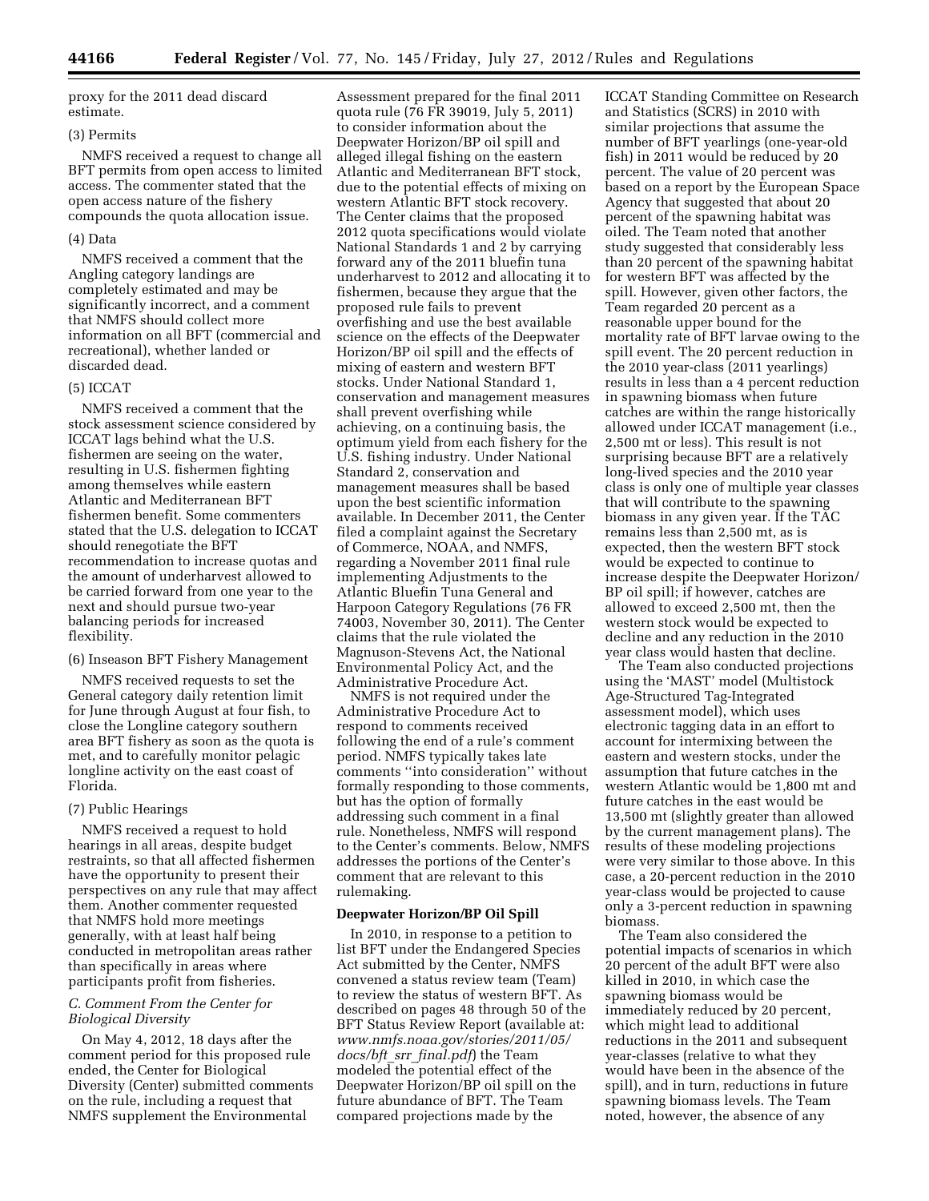proxy for the 2011 dead discard estimate.

(3) Permits

NMFS received a request to change all BFT permits from open access to limited access. The commenter stated that the open access nature of the fishery compounds the quota allocation issue.

(4) Data

NMFS received a comment that the Angling category landings are completely estimated and may be significantly incorrect, and a comment that NMFS should collect more information on all BFT (commercial and recreational), whether landed or discarded dead.

(5) ICCAT

NMFS received a comment that the stock assessment science considered by ICCAT lags behind what the U.S. fishermen are seeing on the water, resulting in U.S. fishermen fighting among themselves while eastern Atlantic and Mediterranean BFT fishermen benefit. Some commenters stated that the U.S. delegation to ICCAT should renegotiate the BFT recommendation to increase quotas and the amount of underharvest allowed to be carried forward from one year to the next and should pursue two-year balancing periods for increased flexibility.

(6) Inseason BFT Fishery Management

NMFS received requests to set the General category daily retention limit for June through August at four fish, to close the Longline category southern area BFT fishery as soon as the quota is met, and to carefully monitor pelagic longline activity on the east coast of Florida.

(7) Public Hearings

NMFS received a request to hold hearings in all areas, despite budget restraints, so that all affected fishermen have the opportunity to present their perspectives on any rule that may affect them. Another commenter requested that NMFS hold more meetings generally, with at least half being conducted in metropolitan areas rather than specifically in areas where participants profit from fisheries.

### C. Comment From the Center for Biological Diversity

On May 4, 2012, 18 days after the comment period for this proposed rule ended, the Center for Biological Diversity (Center) submitted comments on the rule, including a request that NMFS supplement the Environmental Assessment prepared for the final 2011 quota rule (76 FR 39019, July 5, 2011) to consider information about the Deepwater Horizon/BP oil spill and alleged illegal fishing on the eastern Atlantic and Mediterranean BFT stock, due to the potential effects of mixing on western Atlantic BFT stock recovery. The Center claims that the proposed 2012 quota specifications would violate National Standards 1 and 2 by carrying forward any of the 2011 bluefin tuna underharvest to 2012 and allocating it to fishermen, because they argue that the proposed rule fails to prevent overfishing and use the best available science on the effects of the Deepwater Horizon/BP oil spill and the effects of mixing of eastern and western BFT stocks. Under National Standard 1, conservation and management measures shall prevent overfishing while achieving, on a continuing basis, the optimum yield from each fishery for the U.S. fishing industry. Under National Standard 2, conservation and management measures shall be based upon the best scientific information available. In December 2011, the Center filed a complaint against the Secretary of Commerce, NOAA, and NMFS, regarding a November 2011 final rule implementing Adjustments to the Atlantic Bluefin Tuna General and Harpoon Category Regulations (76 FR 74003, November 30, 2011). The Center claims that the rule violated the Magnuson-Stevens Act, the National Environmental Policy Act, and the Administrative Procedure Act.

NMFS is not required under the Administrative Procedure Act to respond to comments received following the end of a rule's comment period. NMFS typically takes late comments "into consideration" without formally responding to those comments, but has the option of formally addressing such comment in a final rule. Nonetheless, NMFS will respond to the Center's comments. Below, NMFS addresses the portions of the Center's comment that are relevant to this rulemaking.

**Deepwater Horizon/BP Oil Spill**

In 2010, in response to a petition to list BFT under the Endangered Species Act submitted by the Center, NMFS convened a status review team (Team) to review the status of western BFT. As described on pages 48 through 50 of the BFT Status Review Report (available at: *www.nmfs.noaa.gov/stories/2011/05/docs/bft_srr_final.pdf*) the Team modeled the potential effect of the Deepwater Horizon/BP oil spill on the future abundance of BFT. The Team compared projections made by the ICCAT Standing Committee on Research and Statistics (SCRS) in 2010 with similar projections that assume the number of BFT yearlings (one-year-old fish) in 2011 would be reduced by 20 percent. The value of 20 percent was based on a report by the European Space Agency that suggested that about 20 percent of the spawning habitat was oiled. The Team noted that another study suggested that considerably less than 20 percent of the spawning habitat for western BFT was affected by the spill. However, given other factors, the Team regarded 20 percent as a reasonable upper bound for the mortality rate of BFT larvae owing to the spill event. The 20 percent reduction in the 2010 year-class (2011 yearlings) results in less than a 4 percent reduction in spawning biomass when future catches are within the range historically allowed under ICCAT management (i.e., 2,500 mt or less). This result is not surprising because BFT are a relatively long-lived species and the 2010 year class is only one of multiple year classes that will contribute to the spawning biomass in any given year. If the TAC remains less than 2,500 mt, as is expected, then the western BFT stock would be expected to continue to increase despite the Deepwater Horizon/BP oil spill; if however, catches are allowed to exceed 2,500 mt, then the western stock would be expected to decline and any reduction in the 2010 year class would hasten that decline.

The Team also conducted projections using the 'MAST' model (Multistock Age-Structured Tag-Integrated assessment model), which uses electronic tagging data in an effort to account for intermixing between the eastern and western stocks, under the assumption that future catches in the western Atlantic would be 1,800 mt and future catches in the east would be 13,500 mt (slightly greater than allowed by the current management plans). The results of these modeling projections were very similar to those above. In this case, a 20-percent reduction in the 2010 year-class would be projected to cause only a 3-percent reduction in spawning biomass.

The Team also considered the potential impacts of scenarios in which 20 percent of the adult BFT were also killed in 2010, in which case the spawning biomass would be immediately reduced by 20 percent, which might lead to additional reductions in the 2011 and subsequent year-classes (relative to what they would have been in the absence of the spill), and in turn, reductions in future spawning biomass levels. The Team noted, however, the absence of any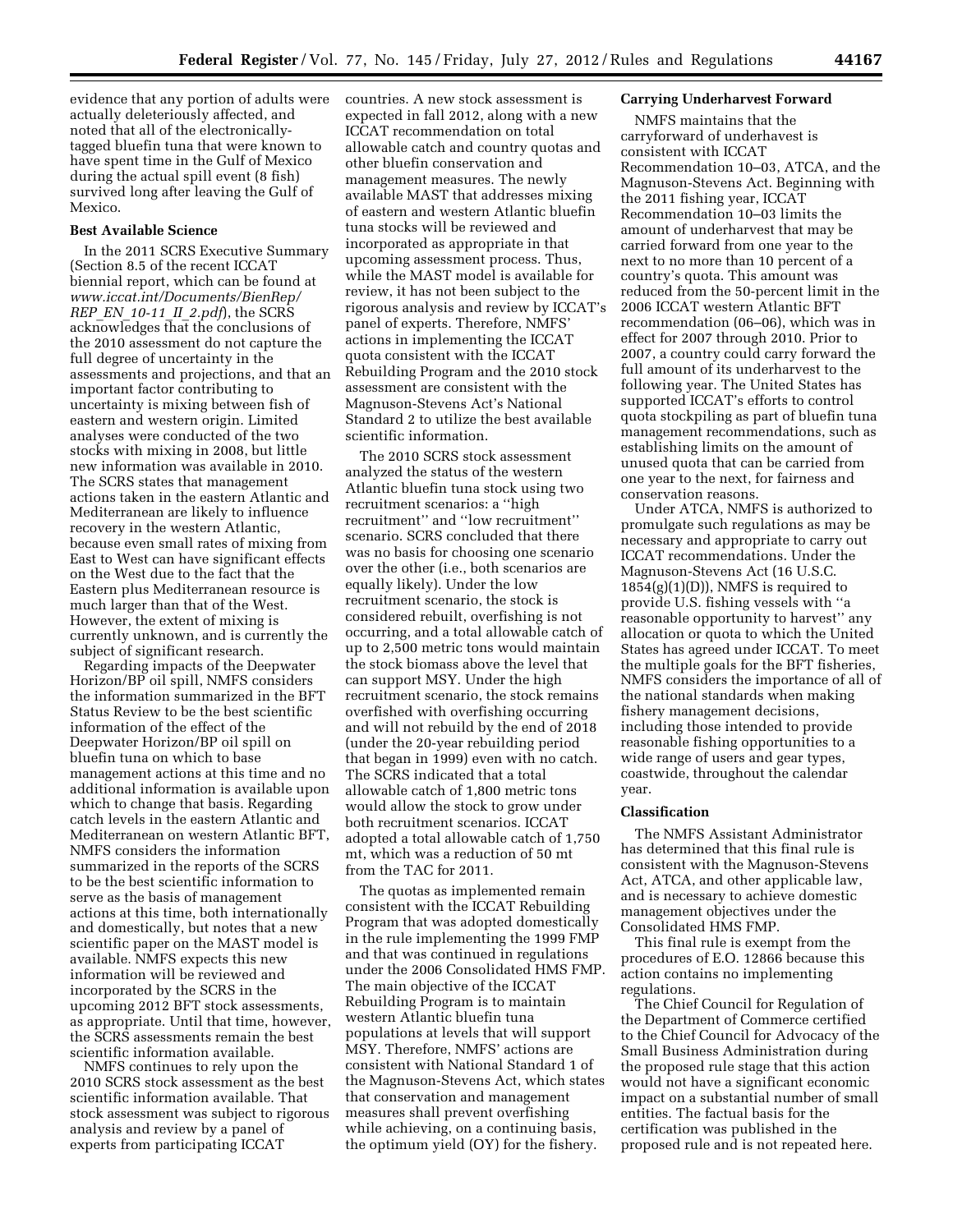evidence that any portion of adults were actually deleteriously affected, and noted that all of the electronically-tagged bluefin tuna that were known to have spent time in the Gulf of Mexico during the actual spill event (8 fish) survived long after leaving the Gulf of Mexico.

**Best Available Science**

In the 2011 SCRS Executive Summary (Section 8.5 of the recent ICCAT biennial report, which can be found at *www.iccat.int/Documents/BienRep/REP_EN_10-11_II_2.pdf*), the SCRS acknowledges that the conclusions of the 2010 assessment do not capture the full degree of uncertainty in the assessments and projections, and that an important factor contributing to uncertainty is mixing between fish of eastern and western origin. Limited analyses were conducted of the two stocks with mixing in 2008, but little new information was available in 2010. The SCRS states that management actions taken in the eastern Atlantic and Mediterranean are likely to influence recovery in the western Atlantic, because even small rates of mixing from East to West can have significant effects on the West due to the fact that the Eastern plus Mediterranean resource is much larger than that of the West. However, the extent of mixing is currently unknown, and is currently the subject of significant research.

Regarding impacts of the Deepwater Horizon/BP oil spill, NMFS considers the information summarized in the BFT Status Review to be the best scientific information of the effect of the Deepwater Horizon/BP oil spill on bluefin tuna on which to base management actions at this time and no additional information is available upon which to change that basis. Regarding catch levels in the eastern Atlantic and Mediterranean on western Atlantic BFT, NMFS considers the information summarized in the reports of the SCRS to be the best scientific information to serve as the basis of management actions at this time, both internationally and domestically, but notes that a new scientific paper on the MAST model is available. NMFS expects this new information will be reviewed and incorporated by the SCRS in the upcoming 2012 BFT stock assessments, as appropriate. Until that time, however, the SCRS assessments remain the best scientific information available.

NMFS continues to rely upon the 2010 SCRS stock assessment as the best scientific information available. That stock assessment was subject to rigorous analysis and review by a panel of experts from participating ICCAT countries. A new stock assessment is expected in fall 2012, along with a new ICCAT recommendation on total allowable catch and country quotas and other bluefin conservation and management measures. The newly available MAST that addresses mixing of eastern and western Atlantic bluefin tuna stocks will be reviewed and incorporated as appropriate in that upcoming assessment process. Thus, while the MAST model is available for review, it has not been subject to the rigorous analysis and review by ICCAT's panel of experts. Therefore, NMFS' actions in implementing the ICCAT quota consistent with the ICCAT Rebuilding Program and the 2010 stock assessment are consistent with the Magnuson-Stevens Act's National Standard 2 to utilize the best available scientific information.

The 2010 SCRS stock assessment analyzed the status of the western Atlantic bluefin tuna stock using two recruitment scenarios: a ''high recruitment'' and ''low recruitment'' scenario. SCRS concluded that there was no basis for choosing one scenario over the other (i.e., both scenarios are equally likely). Under the low recruitment scenario, the stock is considered rebuilt, overfishing is not occurring, and a total allowable catch of up to 2,500 metric tons would maintain the stock biomass above the level that can support MSY. Under the high recruitment scenario, the stock remains overfished with overfishing occurring and will not rebuild by the end of 2018 (under the 20-year rebuilding period that began in 1999) even with no catch. The SCRS indicated that a total allowable catch of 1,800 metric tons would allow the stock to grow under both recruitment scenarios. ICCAT adopted a total allowable catch of 1,750 mt, which was a reduction of 50 mt from the TAC for 2011.

The quotas as implemented remain consistent with the ICCAT Rebuilding Program that was adopted domestically in the rule implementing the 1999 FMP and that was continued in regulations under the 2006 Consolidated HMS FMP. The main objective of the ICCAT Rebuilding Program is to maintain western Atlantic bluefin tuna populations at levels that will support MSY. Therefore, NMFS' actions are consistent with National Standard 1 of the Magnuson-Stevens Act, which states that conservation and management measures shall prevent overfishing while achieving, on a continuing basis, the optimum yield (OY) for the fishery.

**Carrying Underharvest Forward**

NMFS maintains that the carryforward of underhavest is consistent with ICCAT Recommendation 10–03, ATCA, and the Magnuson-Stevens Act. Beginning with the 2011 fishing year, ICCAT Recommendation 10–03 limits the amount of underharvest that may be carried forward from one year to the next to no more than 10 percent of a country's quota. This amount was reduced from the 50-percent limit in the 2006 ICCAT western Atlantic BFT recommendation (06–06), which was in effect for 2007 through 2010. Prior to 2007, a country could carry forward the full amount of its underharvest to the following year. The United States has supported ICCAT's efforts to control quota stockpiling as part of bluefin tuna management recommendations, such as establishing limits on the amount of unused quota that can be carried from one year to the next, for fairness and conservation reasons.

Under ATCA, NMFS is authorized to promulgate such regulations as may be necessary and appropriate to carry out ICCAT recommendations. Under the Magnuson-Stevens Act (16 U.S.C. 1854(g)(1)(D)), NMFS is required to provide U.S. fishing vessels with ''a reasonable opportunity to harvest'' any allocation or quota to which the United States has agreed under ICCAT. To meet the multiple goals for the BFT fisheries, NMFS considers the importance of all of the national standards when making fishery management decisions, including those intended to provide reasonable fishing opportunities to a wide range of users and gear types, coastwide, throughout the calendar year.

**Classification**

The NMFS Assistant Administrator has determined that this final rule is consistent with the Magnuson-Stevens Act, ATCA, and other applicable law, and is necessary to achieve domestic management objectives under the Consolidated HMS FMP.

This final rule is exempt from the procedures of E.O. 12866 because this action contains no implementing regulations.

The Chief Council for Regulation of the Department of Commerce certified to the Chief Council for Advocacy of the Small Business Administration during the proposed rule stage that this action would not have a significant economic impact on a substantial number of small entities. The factual basis for the certification was published in the proposed rule and is not repeated here.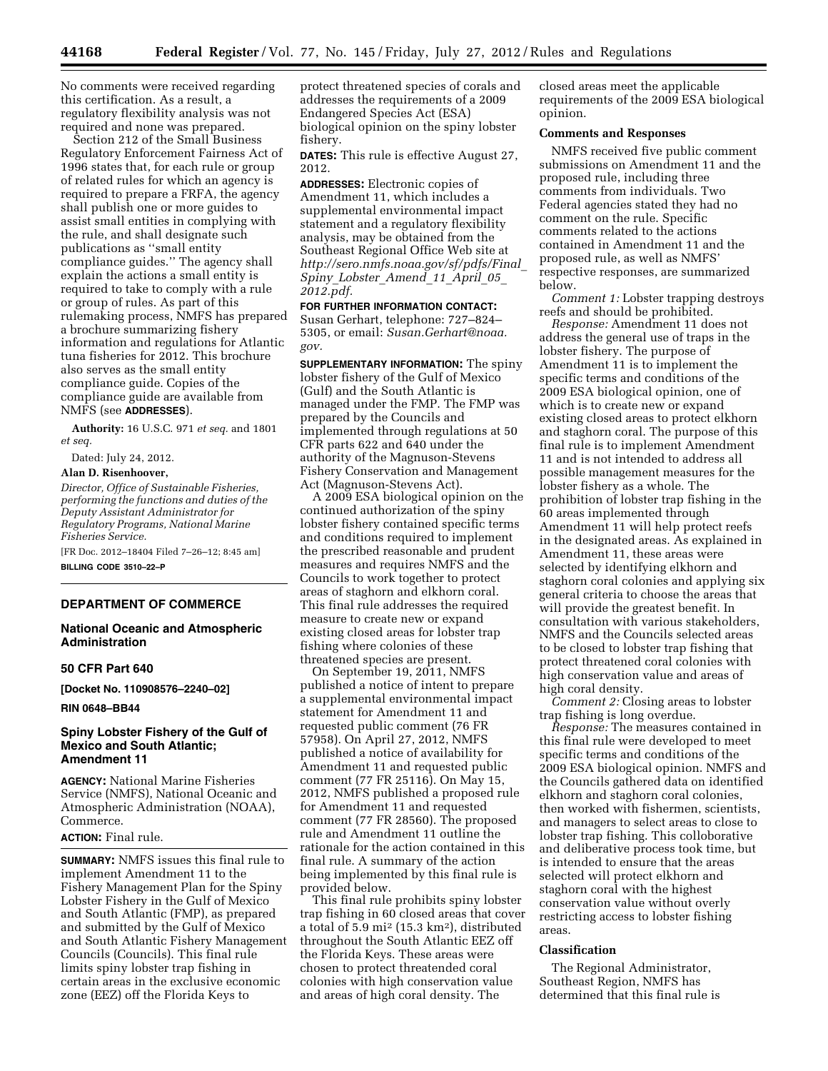No comments were received regarding this certification. As a result, a regulatory flexibility analysis was not required and none was prepared.

Section 212 of the Small Business Regulatory Enforcement Fairness Act of 1996 states that, for each rule or group of related rules for which an agency is required to prepare a FRFA, the agency shall publish one or more guides to assist small entities in complying with the rule, and shall designate such publications as ''small entity compliance guides.'' The agency shall explain the actions a small entity is required to take to comply with a rule or group of rules. As part of this rulemaking process, NMFS has prepared a brochure summarizing fishery information and regulations for Atlantic tuna fisheries for 2012. This brochure also serves as the small entity compliance guide. Copies of the compliance guide are available from NMFS (see **ADDRESSES**).

**Authority:** 16 U.S.C. 971 *et seq.* and 1801 *et seq.*

Dated: July 24, 2012.

**Alan D. Risenhoover,**

*Director, Office of Sustainable Fisheries, performing the functions and duties of the Deputy Assistant Administrator for Regulatory Programs, National Marine Fisheries Service.*

[FR Doc. 2012–18404 Filed 7–26–12; 8:45 am]

**BILLING CODE 3510–22–P**

## DEPARTMENT OF COMMERCE

### National Oceanic and Atmospheric Administration

#### 50 CFR Part 640

**[Docket No. 110908576–2240–02]**

**RIN 0648–BB44**

### Spiny Lobster Fishery of the Gulf of Mexico and South Atlantic; Amendment 11

**AGENCY:** National Marine Fisheries Service (NMFS), National Oceanic and Atmospheric Administration (NOAA), Commerce.

**ACTION:** Final rule.

**SUMMARY:** NMFS issues this final rule to implement Amendment 11 to the Fishery Management Plan for the Spiny Lobster Fishery in the Gulf of Mexico and South Atlantic (FMP), as prepared and submitted by the Gulf of Mexico and South Atlantic Fishery Management Councils (Councils). This final rule limits spiny lobster trap fishing in certain areas in the exclusive economic zone (EEZ) off the Florida Keys to protect threatened species of corals and addresses the requirements of a 2009 Endangered Species Act (ESA) biological opinion on the spiny lobster fishery.

**DATES:** This rule is effective August 27, 2012.

**ADDRESSES:** Electronic copies of Amendment 11, which includes a supplemental environmental impact statement and a regulatory flexibility analysis, may be obtained from the Southeast Regional Office Web site at *http://sero.nmfs.noaa.gov/sf/pdfs/Final_Spiny_Lobster_Amend_11_April_05_2012.pdf*.

**FOR FURTHER INFORMATION CONTACT:** Susan Gerhart, telephone: 727–824–5305, or email: *Susan.Gerhart@noaa.gov*.

**SUPPLEMENTARY INFORMATION:** The spiny lobster fishery of the Gulf of Mexico (Gulf) and the South Atlantic is managed under the FMP. The FMP was prepared by the Councils and implemented through regulations at 50 CFR parts 622 and 640 under the authority of the Magnuson-Stevens Fishery Conservation and Management Act (Magnuson-Stevens Act).

A 2009 ESA biological opinion on the continued authorization of the spiny lobster fishery contained specific terms and conditions required to implement the prescribed reasonable and prudent measures and requires NMFS and the Councils to work together to protect areas of staghorn and elkhorn coral. This final rule addresses the required measure to create new or expand existing closed areas for lobster trap fishing where colonies of these threatened species are present.

On September 19, 2011, NMFS published a notice of intent to prepare a supplemental environmental impact statement for Amendment 11 and requested public comment (76 FR 57958). On April 27, 2012, NMFS published a notice of availability for Amendment 11 and requested public comment (77 FR 25116). On May 15, 2012, NMFS published a proposed rule for Amendment 11 and requested comment (77 FR 28560). The proposed rule and Amendment 11 outline the rationale for the action contained in this final rule. A summary of the action being implemented by this final rule is provided below.

This final rule prohibits spiny lobster trap fishing in 60 closed areas that cover a total of 5.9 $mi^2$ (15.3 $km^2$), distributed throughout the South Atlantic EEZ off the Florida Keys. These areas were chosen to protect threatended coral colonies with high conservation value and areas of high coral density. The closed areas meet the applicable requirements of the 2009 ESA biological opinion.

#### Comments and Responses

NMFS received five public comment submissions on Amendment 11 and the proposed rule, including three comments from individuals. Two Federal agencies stated they had no comment on the rule. Specific comments related to the actions contained in Amendment 11 and the proposed rule, as well as NMFS' respective responses, are summarized below.

*Comment 1:* Lobster trapping destroys reefs and should be prohibited.

*Response:* Amendment 11 does not address the general use of traps in the lobster fishery. The purpose of Amendment 11 is to implement the specific terms and conditions of the 2009 ESA biological opinion, one of which is to create new or expand existing closed areas to protect elkhorn and staghorn coral. The purpose of this final rule is to implement Amendment 11 and is not intended to address all possible management measures for the lobster fishery as a whole. The prohibition of lobster trap fishing in the 60 areas implemented through Amendment 11 will help protect reefs in the designated areas. As explained in Amendment 11, these areas were selected by identifying elkhorn and staghorn coral colonies and applying six general criteria to choose the areas that will provide the greatest benefit. In consultation with various stakeholders, NMFS and the Councils selected areas to be closed to lobster trap fishing that protect threatened coral colonies with high conservation value and areas of high coral density.

*Comment 2:* Closing areas to lobster trap fishing is long overdue.

*Response:* The measures contained in this final rule were developed to meet specific terms and conditions of the 2009 ESA biological opinion. NMFS and the Councils gathered data on identified elkhorn and staghorn coral colonies, then worked with fishermen, scientists, and managers to select areas to close to lobster trap fishing. This colloborative and deliberative process took time, but is intended to ensure that the areas selected will protect elkhorn and staghorn coral with the highest conservation value without overly restricting access to lobster fishing areas.

#### Classification

The Regional Administrator, Southeast Region, NMFS has determined that this final rule is